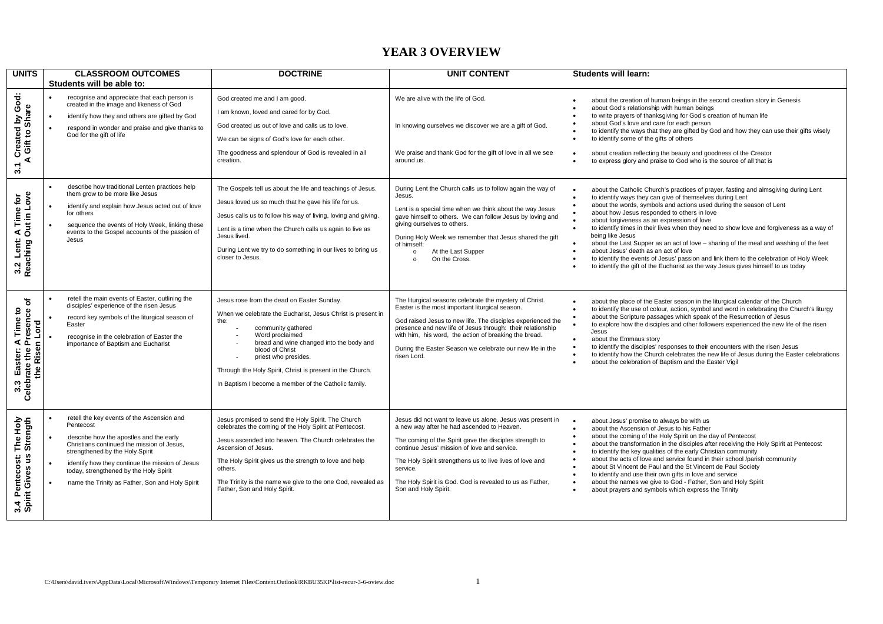# YEAR 3 OVERVIEW

| UNITS | CLASSROOM OUTCOMES<br>Students will be able to: | DOCTRINE | UNIT CONTENT | Students will learn: |
|---|---|---|---|---|
| 3.1 Created by God: A Gift to Share | • recognise and appreciate that each person is created in the image and likeness of God<br>• identify how they and others are gifted by God<br>• respond in wonder and praise and give thanks to God for the gift of life | God created me and I am good.<br>I am known, loved and cared for by God.<br>God created us out of love and calls us to love.<br>We can be signs of God's love for each other.<br>The goodness and splendour of God is revealed in all creation. | We are alive with the life of God.<br>In knowing ourselves we discover we are a gift of God.<br>We praise and thank God for the gift of love in all we see around us. | • about the creation of human beings in the second creation story in Genesis<br>• about God's relationship with human beings<br>• to write prayers of thanksgiving for God's creation of human life<br>• about God's love and care for each person<br>• to identify the ways that they are gifted by God and how they can use their gifts wisely<br>• to identify some of the gifts of others<br>• about creation reflecting the beauty and goodness of the Creator<br>• to express glory and praise to God who is the source of all that is |
| 3.2 Lent: A Time for Reaching Out in Love | • describe how traditional Lenten practices help them grow to be more like Jesus<br>• identify and explain how Jesus acted out of love for others<br>• sequence the events of Holy Week, linking these events to the Gospel accounts of the passion of Jesus | The Gospels tell us about the life and teachings of Jesus.<br>Jesus loved us so much that he gave his life for us.<br>Jesus calls us to follow his way of living, loving and giving.<br>Lent is a time when the Church calls us again to live as Jesus lived.<br>During Lent we try to do something in our lives to bring us closer to Jesus. | During Lent the Church calls us to follow again the way of Jesus.<br>Lent is a special time when we think about the way Jesus gave himself to others. We can follow Jesus by loving and giving ourselves to others.<br>During Holy Week we remember that Jesus shared the gift of himself:<br>o At the Last Supper<br>o On the Cross. | • about the Catholic Church's practices of prayer, fasting and almsgiving during Lent<br>• to identify ways they can give of themselves during Lent<br>• about the words, symbols and actions used during the season of Lent<br>• about how Jesus responded to others in love<br>• about forgiveness as an expression of love<br>• to identify times in their lives when they need to show love and forgiveness as a way of being like Jesus<br>• about the Last Supper as an act of love – sharing of the meal and washing of the feet<br>• about Jesus' death as an act of love<br>• to identify the events of Jesus' passion and link them to the celebration of Holy Week<br>• to identify the gift of the Eucharist as the way Jesus gives himself to us today |
| 3.3 Easter: A Time to Celebrate the Presence of the Risen Lord | • retell the main events of Easter, outlining the disciples' experience of the risen Jesus<br>• record key symbols of the liturgical season of Easter<br>• recognise in the celebration of Baptism and Eucharist the importance of Baptism and Eucharist | Jesus rose from the dead on Easter Sunday.<br>When we celebrate the Eucharist, Jesus Christ is present in the:<br>- community gathered<br>- Word proclaimed<br>- bread and wine changed into the body and blood of Christ<br>- priest who presides.<br>Through the Holy Spirit, Christ is present in the Church.<br>In Baptism I become a member of the Catholic family. | The liturgical seasons celebrate the mystery of Christ. Easter is the most important liturgical season.<br>God raised Jesus to new life. The disciples experienced the presence and new life of Jesus through: their relationship with him, his word, the action of breaking the bread.<br>During the Easter Season we celebrate our new life in the risen Lord. | • about the place of the Easter season in the liturgical calendar of the Church<br>• to identify the use of colour, action, symbol and word in celebrating the Church's liturgy<br>• about the Scripture passages which speak of the Resurrection of Jesus<br>• to explore how the disciples and other followers experienced the new life of the risen Jesus<br>• about the Emmaus story<br>• to identify the disciples' responses to their encounters with the risen Jesus<br>• to identify how the Church celebrates the new life of Jesus during the Easter celebrations<br>• about the celebration of Baptism and the Easter Vigil |
| 3.4 Pentecost: The Holy Spirit Gives us Strength | • retell the key events of the Ascension and Pentecost<br>• describe how the apostles and the early Christians continued the mission of Jesus, strengthened by the Holy Spirit<br>• identify how they continue the mission of Jesus today, strengthened by the Holy Spirit<br>• name the Trinity as Father, Son and Holy Spirit | Jesus promised to send the Holy Spirit. The Church celebrates the coming of the Holy Spirit at Pentecost.<br>Jesus ascended into heaven. The Church celebrates the Ascension of Jesus.<br>The Holy Spirit gives us the strength to love and help others.<br>The Trinity is the name we give to the one God, revealed as Father, Son and Holy Spirit. | Jesus did not want to leave us alone. Jesus was present in a new way after he had ascended to Heaven.<br>The coming of the Spirit gave the disciples strength to continue Jesus' mission of love and service.<br>The Holy Spirit strengthens us to live lives of love and service.<br>The Holy Spirit is God. God is revealed to us as Father, Son and Holy Spirit. | • about Jesus' promise to always be with us<br>• about the Ascension of Jesus to his Father<br>• about the coming of the Holy Spirit on the day of Pentecost<br>• about the transformation in the disciples after receiving the Holy Spirit at Pentecost<br>• to identify the key qualities of the early Christian community<br>• about the acts of love and service found in their school /parish community<br>• about St Vincent de Paul and the St Vincent de Paul Society<br>• to identify and use their own gifts in love and service<br>• about the names we give to God - Father, Son and Holy Spirit<br>• about prayers and symbols which express the Trinity |

C:\Users\david.ivers\AppData\Local\Microsoft\Windows\Temporary Internet Files\Content.Outlook\RKBU35KP\list-recur-3-6-oview.doc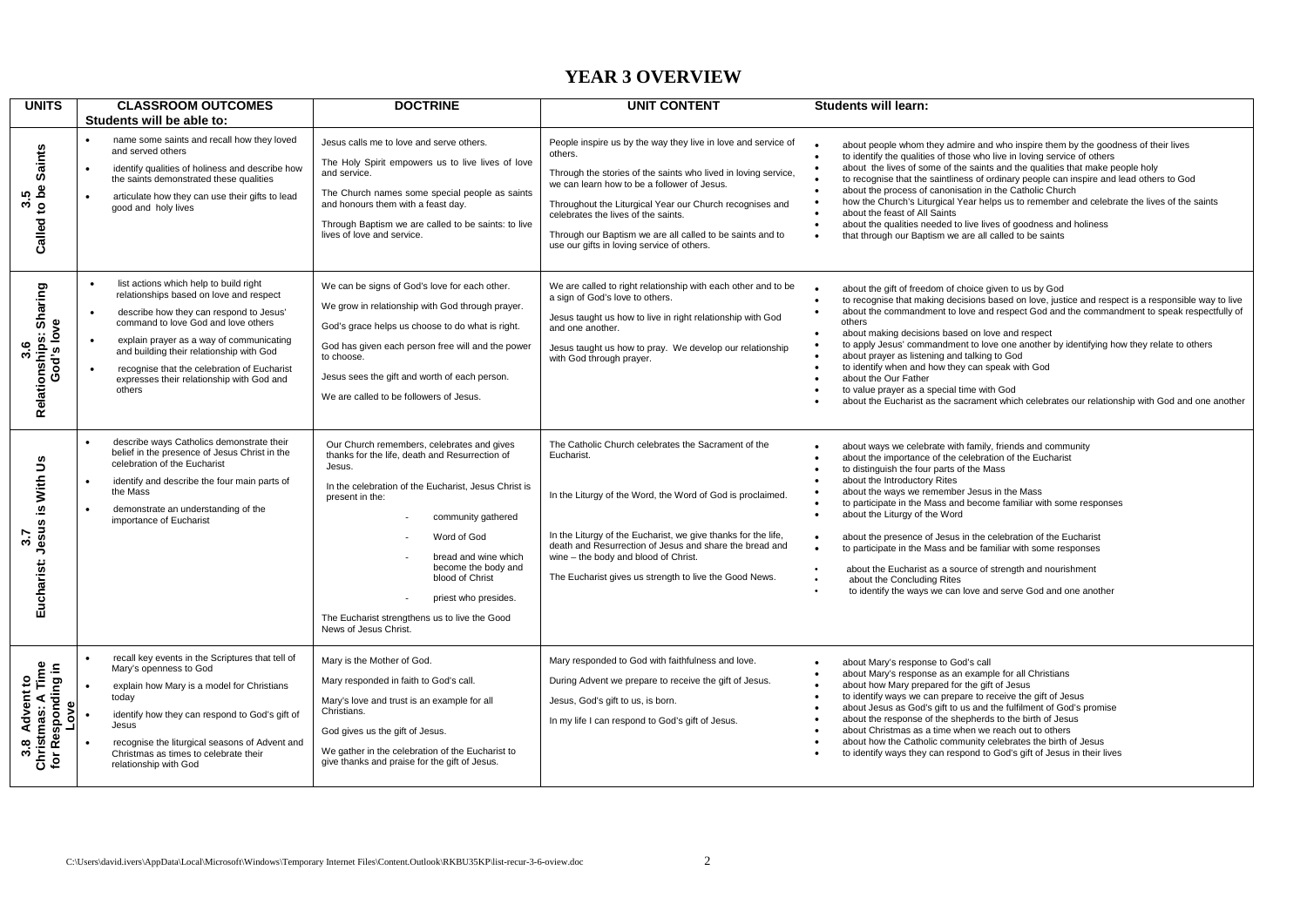# YEAR 3 OVERVIEW

| UNITS | CLASSROOM OUTCOMES<br>Students will be able to: | DOCTRINE | UNIT CONTENT | Students will learn: |
|---|---|---|---|---|
| 3.5 Called to be Saints | • name some saints and recall how they loved and served others<br>• identify qualities of holiness and describe how the saints demonstrated these qualities<br>• articulate how they can use their gifts to lead good and holy lives | Jesus calls me to love and serve others.<br><br>The Holy Spirit empowers us to live lives of love and service.<br><br>The Church names some special people as saints and honours them with a feast day.<br><br>Through Baptism we are called to be saints: to live lives of love and service. | People inspire us by the way they live in love and service of others.<br><br>Through the stories of the saints who lived in loving service, we can learn how to be a follower of Jesus.<br><br>Throughout the Liturgical Year our Church recognises and celebrates the lives of the saints.<br><br>Through our Baptism we are all called to be saints and to use our gifts in loving service of others. | • about people whom they admire and who inspire them by the goodness of their lives<br>• to identify the qualities of those who live in loving service of others<br>• about the lives of some of the saints and the qualities that make people holy<br>• to recognise that the saintliness of ordinary people can inspire and lead others to God<br>• about the process of canonisation in the Catholic Church<br>• how the Church's Liturgical Year helps us to remember and celebrate the lives of the saints<br>• about the feast of All Saints<br>• about the qualities needed to live lives of goodness and holiness<br>• that through our Baptism we are all called to be saints |
| 3.6 Relationships: Sharing God's love | • list actions which help to build right relationships based on love and respect<br>• describe how they can respond to Jesus' command to love God and love others<br>• explain prayer as a way of communicating and building their relationship with God<br>• recognise that the celebration of Eucharist expresses their relationship with God and others | We can be signs of God's love for each other.<br><br>We grow in relationship with God through prayer.<br><br>God's grace helps us choose to do what is right.<br><br>God has given each person free will and the power to choose.<br><br>Jesus sees the gift and worth of each person.<br><br>We are called to be followers of Jesus. | We are called to right relationship with each other and to be a sign of God's love to others.<br><br>Jesus taught us how to live in right relationship with God and one another.<br><br>Jesus taught us how to pray. We develop our relationship with God through prayer. | • about the gift of freedom of choice given to us by God<br>• to recognise that making decisions based on love, justice and respect is a responsible way to live<br>• about the commandment to love and respect God and the commandment to speak respectfully of others<br>• about making decisions based on love and respect<br>• to apply Jesus' commandment to love one another by identifying how they relate to others<br>• about prayer as listening and talking to God<br>• to identify when and how they can speak with God<br>• about the Our Father<br>• to value prayer as a special time with God<br>• about the Eucharist as the sacrament which celebrates our relationship with God and one another |
| 3.7 Eucharist: Jesus is With Us | • describe ways Catholics demonstrate their belief in the presence of Jesus Christ in the celebration of the Eucharist<br>• identify and describe the four main parts of the Mass<br>• demonstrate an understanding of the importance of Eucharist | Our Church remembers, celebrates and gives thanks for the life, death and Resurrection of Jesus.<br><br>In the celebration of the Eucharist, Jesus Christ is present in the:<br>- community gathered<br>- Word of God<br>- bread and wine which become the body and blood of Christ<br>- priest who presides.<br><br>The Eucharist strengthens us to live the Good News of Jesus Christ. | The Catholic Church celebrates the Sacrament of the Eucharist.<br><br>In the Liturgy of the Word, the Word of God is proclaimed.<br><br>In the Liturgy of the Eucharist, we give thanks for the life, death and Resurrection of Jesus and share the bread and wine – the body and blood of Christ.<br><br>The Eucharist gives us strength to live the Good News. | • about ways we celebrate with family, friends and community<br>• about the importance of the celebration of the Eucharist<br>• to distinguish the four parts of the Mass<br>• about the Introductory Rites<br>• about the ways we remember Jesus in the Mass<br>• to participate in the Mass and become familiar with some responses<br>• about the Liturgy of the Word<br>• about the presence of Jesus in the celebration of the Eucharist<br>• to participate in the Mass and be familiar with some responses<br>• about the Eucharist as a source of strength and nourishment<br>• about the Concluding Rites<br>• to identify the ways we can love and serve God and one another |
| 3.8 Advent to Christmas: A Time for Responding in Love | • recall key events in the Scriptures that tell of Mary's openness to God<br>• explain how Mary is a model for Christians today<br>• identify how they can respond to God's gift of Jesus<br>• recognise the liturgical seasons of Advent and Christmas as times to celebrate their relationship with God | Mary is the Mother of God.<br><br>Mary responded in faith to God's call.<br><br>Mary's love and trust is an example for all Christians.<br><br>God gives us the gift of Jesus.<br><br>We gather in the celebration of the Eucharist to give thanks and praise for the gift of Jesus. | Mary responded to God with faithfulness and love.<br><br>During Advent we prepare to receive the gift of Jesus.<br><br>Jesus, God's gift to us, is born.<br><br>In my life I can respond to God's gift of Jesus. | • about Mary's response to God's call<br>• about Mary's response as an example for all Christians<br>• about how Mary prepared for the gift of Jesus<br>• to identify ways we can prepare to receive the gift of Jesus<br>• about Jesus as God's gift to us and the fulfilment of God's promise<br>• about the response of the shepherds to the birth of Jesus<br>• about Christmas as a time when we reach out to others<br>• about how the Catholic community celebrates the birth of Jesus<br>• to identify ways they can respond to God's gift of Jesus in their lives |

C:\Users\david.ivers\AppData\Local\Microsoft\Windows\Temporary Internet Files\Content.Outlook\RKBU35KP\list-recur-3-6-oview.doc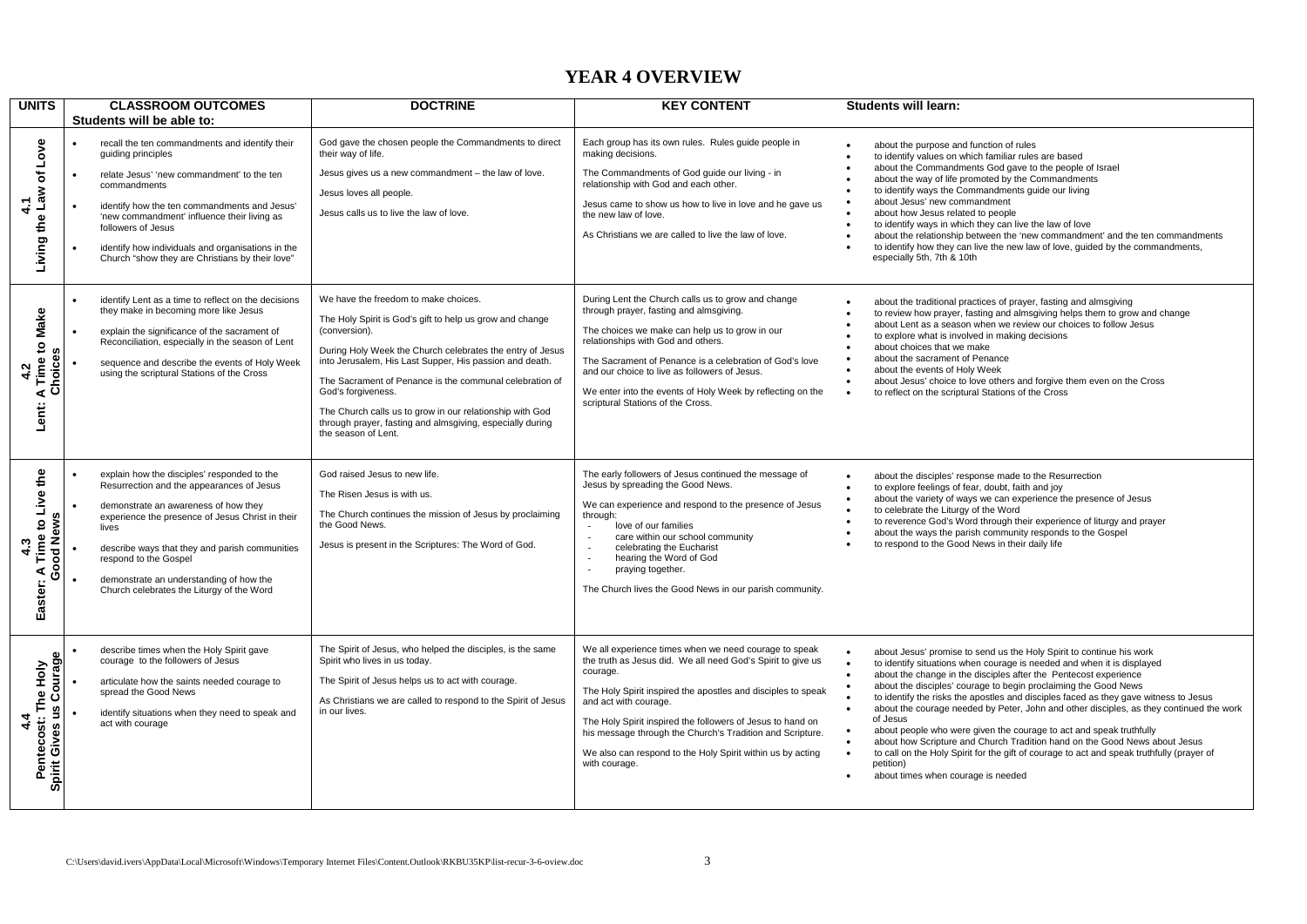# YEAR 4 OVERVIEW

| UNITS | CLASSROOM OUTCOMES<br>Students will be able to: | DOCTRINE | KEY CONTENT | Students will learn: |
|---|---|---|---|---|
| 4.1<br>Living the Law of Love | • recall the ten commandments and identify their guiding principles<br>• relate Jesus' 'new commandment' to the ten commandments<br>• identify how the ten commandments and Jesus' 'new commandment' influence their living as followers of Jesus<br>• identify how individuals and organisations in the Church "show they are Christians by their love" | God gave the chosen people the Commandments to direct their way of life.<br>Jesus gives us a new commandment – the law of love.<br>Jesus loves all people.<br>Jesus calls us to live the law of love. | Each group has its own rules. Rules guide people in making decisions.<br>The Commandments of God guide our living - in relationship with God and each other.<br>Jesus came to show us how to live in love and he gave us the new law of love.<br>As Christians we are called to live the law of love. | • about the purpose and function of rules<br>• to identify values on which familiar rules are based<br>• about the Commandments God gave to the people of Israel<br>• about the way of life promoted by the Commandments<br>• to identify ways the Commandments guide our living<br>• about Jesus' new commandment<br>• about how Jesus related to people<br>• to identify ways in which they can live the law of love<br>• about the relationship between the 'new commandment' and the ten commandments<br>• to identify how they can live the new law of love, guided by the commandments, especially 5th, 7th & 10th |
| 4.2<br>Lent: A Time to Make Choices | • identify Lent as a time to reflect on the decisions they make in becoming more like Jesus<br>• explain the significance of the sacrament of Reconciliation, especially in the season of Lent<br>• sequence and describe the events of Holy Week using the scriptural Stations of the Cross | We have the freedom to make choices.<br>The Holy Spirit is God's gift to help us grow and change (conversion).<br>During Holy Week the Church celebrates the entry of Jesus into Jerusalem, His Last Supper, His passion and death.<br>The Sacrament of Penance is the communal celebration of God's forgiveness.<br>The Church calls us to grow in our relationship with God through prayer, fasting and almsgiving, especially during the season of Lent. | During Lent the Church calls us to grow and change through prayer, fasting and almsgiving.<br>The choices we make can help us to grow in our relationships with God and others.<br>The Sacrament of Penance is a celebration of God's love and our choice to live as followers of Jesus.<br>We enter into the events of Holy Week by reflecting on the scriptural Stations of the Cross. | • about the traditional practices of prayer, fasting and almsgiving<br>• to review how prayer, fasting and almsgiving helps them to grow and change<br>• about Lent as a season when we review our choices to follow Jesus<br>• to explore what is involved in making decisions<br>• about choices that we make<br>• about the sacrament of Penance<br>• about the events of Holy Week<br>• about Jesus' choice to love others and forgive them even on the Cross<br>• to reflect on the scriptural Stations of the Cross |
| 4.3<br>Easter: A Time to Live the Good News | • explain how the disciples' responded to the Resurrection and the appearances of Jesus<br>• demonstrate an awareness of how they experience the presence of Jesus Christ in their lives<br>• describe ways that they and parish communities respond to the Gospel<br>• demonstrate an understanding of how the Church celebrates the Liturgy of the Word | God raised Jesus to new life.<br>The Risen Jesus is with us.<br>The Church continues the mission of Jesus by proclaiming the Good News.<br>Jesus is present in the Scriptures: The Word of God. | The early followers of Jesus continued the message of Jesus by spreading the Good News.<br>We can experience and respond to the presence of Jesus through:<br>- love of our families<br>- care within our school community<br>- celebrating the Eucharist<br>- hearing the Word of God<br>- praying together.<br>The Church lives the Good News in our parish community. | • about the disciples' response made to the Resurrection<br>• to explore feelings of fear, doubt, faith and joy<br>• about the variety of ways we can experience the presence of Jesus<br>• to celebrate the Liturgy of the Word<br>• to reverence God's Word through their experience of liturgy and prayer<br>• about the ways the parish community responds to the Gospel<br>• to respond to the Good News in their daily life |
| 4.4<br>Pentecost: The Holy Spirit Gives us Courage | • describe times when the Holy Spirit gave courage to the followers of Jesus<br>• articulate how the saints needed courage to spread the Good News<br>• identify situations when they need to speak and act with courage | The Spirit of Jesus, who helped the disciples, is the same Spirit who lives in us today.<br>The Spirit of Jesus helps us to act with courage.<br>As Christians we are called to respond to the Spirit of Jesus in our lives. | We all experience times when we need courage to speak the truth as Jesus did. We all need God's Spirit to give us courage.<br>The Holy Spirit inspired the apostles and disciples to speak and act with courage.<br>The Holy Spirit inspired the followers of Jesus to hand on his message through the Church's Tradition and Scripture.<br>We also can respond to the Holy Spirit within us by acting with courage. | • about Jesus' promise to send us the Holy Spirit to continue his work<br>• to identify situations when courage is needed and when it is displayed<br>• about the change in the disciples after the Pentecost experience<br>• about the disciples' courage to begin proclaiming the Good News<br>• to identify the risks the apostles and disciples faced as they gave witness to Jesus<br>• about the courage needed by Peter, John and other disciples, as they continued the work of Jesus<br>• about people who were given the courage to act and speak truthfully<br>• about how Scripture and Church Tradition hand on the Good News about Jesus<br>• to call on the Holy Spirit for the gift of courage to act and speak truthfully (prayer of petition)<br>• about times when courage is needed |

C:\Users\david.ivers\AppData\Local\Microsoft\Windows\Temporary Internet Files\Content.Outlook\RKBU35KP\list-recur-3-6-oview.doc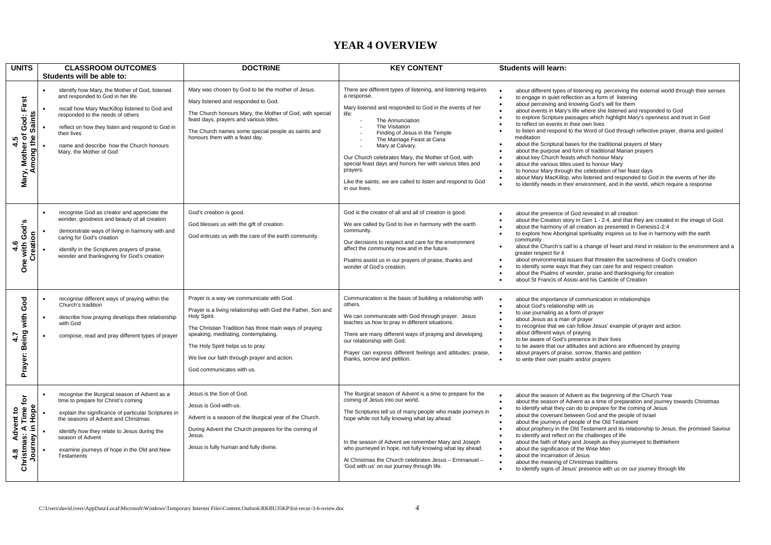# YEAR 4 OVERVIEW

| UNITS | CLASSROOM OUTCOMES<br>Students will be able to: | DOCTRINE | KEY CONTENT | Students will learn: |
|---|---|---|---|---|
| **4.5 Mary, Mother of God: First Among the Saints** | • identify how Mary, the Mother of God, listened and responded to God in her life<br>• recall how Mary MacKillop listened to God and responded to the needs of others<br>• reflect on how they listen and respond to God in their lives<br>• name and describe how the Church honours Mary, the Mother of God | Mary was chosen by God to be the mother of Jesus.<br><br>Mary listened and responded to God.<br><br>The Church honours Mary, the Mother of God, with special feast days, prayers and various titles.<br><br>The Church names some special people as saints and honours them with a feast day. | There are different types of listening, and listening requires a response.<br><br>Mary listened and responded to God in the events of her life:<br>- The Annunciation<br>- The Visitation<br>- Finding of Jesus in the Temple<br>- The Marriage Feast at Cana<br>- Mary at Calvary.<br><br>Our Church celebrates Mary, the Mother of God, with special feast days and honors her with various titles and prayers.<br><br>Like the saints, we are called to listen and respond to God in our lives. | • about different types of listening eg. perceiving the external world through their senses<br>• to engage in quiet reflection as a form of listening<br>• about perceiving and knowing God's will for them<br>• about events in Mary's life where she listened and responded to God<br>• to explore Scripture passages which highlight Mary's openness and trust in God<br>• to reflect on events in their own lives<br>• to listen and respond to the Word of God through reflective prayer, drama and guided meditation<br>• about the Scriptural bases for the traditional prayers of Mary<br>• about the purpose and form of traditional Marian prayers<br>• about key Church feasts which honour Mary<br>• about the various titles used to honour Mary<br>• to honour Mary through the celebration of her feast days<br>• about Mary MacKillop, who listened and responded to God in the events of her life<br>• to identify needs in their environment, and in the world, which require a response |
| **4.6 One with God's Creation** | • recognise God as creator and appreciate the wonder, goodness and beauty of all creation<br>• demonstrate ways of living in harmony with and caring for God's creation<br>• identify in the Scriptures prayers of praise, wonder and thanksgiving for God's creation | God's creation is good.<br><br>God blesses us with the gift of creation.<br><br>God entrusts us with the care of the earth community. | God is the creator of all and all of creation is good.<br><br>We are called by God to live in harmony with the earth community.<br><br>Our decisions to respect and care for the environment affect the community now and in the future.<br><br>Psalms assist us in our prayers of praise, thanks and wonder of God's creation. | • about the presence of God revealed in all creation<br>• about the Creation story in Gen 1 - 2:4, and that they are created in the image of God<br>• about the harmony of all creation as presented in Genesis1-2:4<br>• to explore how Aboriginal spirituality inspires us to live in harmony with the earth community<br>• about the Church's call to a change of heart and mind in relation to the environment and a greater respect for it<br>• about environmental issues that threaten the sacredness of God's creation<br>• to identify some ways that they can care for and respect creation<br>• about the Psalms of wonder, praise and thanksgiving for creation<br>• about St Francis of Assisi and his Canticle of Creation |
| **4.7 Prayer: Being with God** | • recognise different ways of praying within the Church's tradition<br>• describe how praying develops their relationship with God<br>• compose, read and pray different types of prayer | Prayer is a way we communicate with God.<br><br>Prayer is a living relationship with God the Father, Son and Holy Spirit.<br><br>The Christian Tradition has three main ways of praying: speaking, meditating, contemplating.<br><br>The Holy Spirit helps us to pray.<br><br>We live our faith through prayer and action.<br><br>God communicates with us. | Communication is the basis of building a relationship with others.<br><br>We can communicate with God through prayer. Jesus teaches us how to pray in different situations.<br><br>There are many different ways of praying and developing our relationship with God.<br><br>Prayer can express different feelings and attitudes: praise, thanks, sorrow and petition. | • about the importance of communication in relationships<br>• about God's relationship with us<br>• to use journaling as a form of prayer<br>• about Jesus as a man of prayer<br>• to recognise that we can follow Jesus' example of prayer and action<br>• about different ways of praying<br>• to be aware of God's presence in their lives<br>• to be aware that our attitudes and actions are influenced by praying<br>• about prayers of praise, sorrow, thanks and petition<br>• to write their own psalm and/or prayers |
| **4.8 Advent to Christmas: A Time for Journey in Hope** | • recognise the liturgical season of Advent as a time to prepare for Christ's coming<br>• explain the significance of particular Scriptures in the seasons of Advent and Christmas<br>• identify how they relate to Jesus during the season of Advent<br>• examine journeys of hope in the Old and New Testaments | Jesus is the Son of God.<br><br>Jesus is God-with-us.<br><br>Advent is a season of the liturgical year of the Church.<br><br>During Advent the Church prepares for the coming of Jesus.<br><br>Jesus is fully human and fully divine. | The liturgical season of Advent is a time to prepare for the coming of Jesus into our world.<br><br>The Scriptures tell us of many people who made journeys in hope while not fully knowing what lay ahead.<br><br>In the season of Advent we remember Mary and Joseph who journeyed in hope, not fully knowing what lay ahead.<br><br>At Christmas the Church celebrates Jesus – Emmanuel – 'God with us' on our journey through life. | • about the season of Advent as the beginning of the Church Year<br>• about the season of Advent as a time of preparation and journey towards Christmas<br>• to identify what they can do to prepare for the coming of Jesus<br>• about the covenant between God and the people of Israel<br>• about the journeys of people of the Old Testament<br>• about prophecy in the Old Testament and its relationship to Jesus, the promised Saviour<br>• to identify and reflect on the challenges of life<br>• about the faith of Mary and Joseph as they journeyed to Bethlehem<br>• about the significance of the Wise Men<br>• about the Incarnation of Jesus<br>• about the meaning of Christmas traditions<br>• to identify signs of Jesus' presence with us on our journey through life |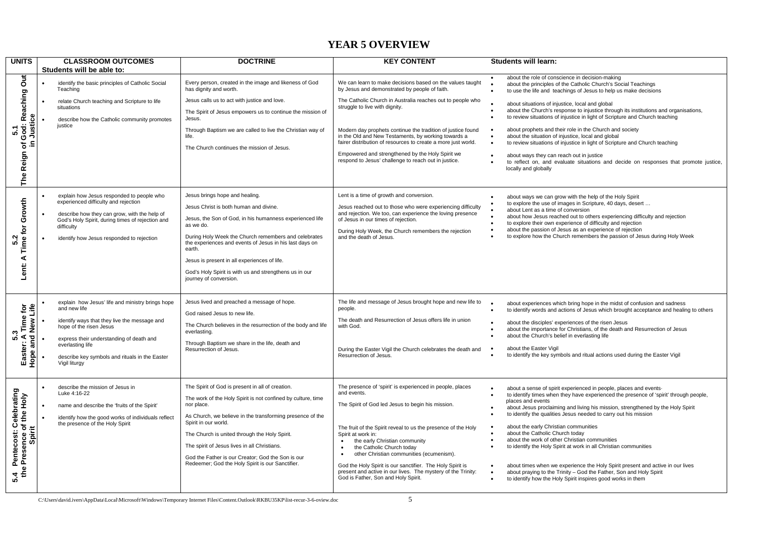# YEAR 5 OVERVIEW

| UNITS | CLASSROOM OUTCOMES<br>Students will be able to: | DOCTRINE | KEY CONTENT | Students will learn: |
|---|---|---|---|---|
| 5.1 The Reign of God: Reaching Out in Justice | • identify the basic principles of Catholic Social Teaching<br>• relate Church teaching and Scripture to life situations<br>• describe how the Catholic community promotes justice | Every person, created in the image and likeness of God has dignity and worth.<br>Jesus calls us to act with justice and love.<br>The Spirit of Jesus empowers us to continue the mission of Jesus.<br>Through Baptism we are called to live the Christian way of life.<br>The Church continues the mission of Jesus. | We can learn to make decisions based on the values taught by Jesus and demonstrated by people of faith.<br>The Catholic Church in Australia reaches out to people who struggle to live with dignity.<br>Modern day prophets continue the tradition of justice found in the Old and New Testaments, by working towards a fairer distribution of resources to create a more just world.<br>Empowered and strengthened by the Holy Spirit we respond to Jesus' challenge to reach out in justice. | • about the role of conscience in decision-making<br>• about the principles of the Catholic Church's Social Teachings<br>• to use the life and teachings of Jesus to help us make decisions<br>• about situations of injustice, local and global<br>• about the Church's response to injustice through its institutions and organisations,<br>• to review situations of injustice in light of Scripture and Church teaching<br>• about prophets and their role in the Church and society<br>• about the situation of injustice, local and global<br>• to review situations of injustice in light of Scripture and Church teaching<br>• about ways they can reach out in justice<br>• to reflect on, and evaluate situations and decide on responses that promote justice, locally and globally |
| 5.2 Lent: A Time for Growth | • explain how Jesus responded to people who experienced difficulty and rejection<br>• describe how they can grow, with the help of God's Holy Spirit, during times of rejection and difficulty<br>• identify how Jesus responded to rejection | Jesus brings hope and healing.<br>Jesus Christ is both human and divine.<br>Jesus, the Son of God, in his humanness experienced life as we do.<br>During Holy Week the Church remembers and celebrates the experiences and events of Jesus in his last days on earth.<br>Jesus is present in all experiences of life.<br>God's Holy Spirit is with us and strengthens us in our journey of conversion. | Lent is a time of growth and conversion.<br>Jesus reached out to those who were experiencing difficulty and rejection. We too, can experience the loving presence of Jesus in our times of rejection.<br>During Holy Week, the Church remembers the rejection and the death of Jesus. | • about ways we can grow with the help of the Holy Spirit<br>• to explore the use of images in Scripture, 40 days, desert …<br>• about Lent as a time of conversion<br>• about how Jesus reached out to others experiencing difficulty and rejection<br>• to explore their own experience of difficulty and rejection<br>• about the passion of Jesus as an experience of rejection<br>• to explore how the Church remembers the passion of Jesus during Holy Week |
| 5.3 Easter: A Time for Hope and New Life | • explain how Jesus' life and ministry brings hope and new life<br>• identify ways that they live the message and hope of the risen Jesus<br>• express their understanding of death and everlasting life<br>• describe key symbols and rituals in the Easter Vigil liturgy | Jesus lived and preached a message of hope.<br>God raised Jesus to new life.<br>The Church believes in the resurrection of the body and life everlasting.<br>Through Baptism we share in the life, death and Resurrection of Jesus. | The life and message of Jesus brought hope and new life to people.<br>The death and Resurrection of Jesus offers life in union with God.<br>During the Easter Vigil the Church celebrates the death and Resurrection of Jesus. | • about experiences which bring hope in the midst of confusion and sadness<br>• to identify words and actions of Jesus which brought acceptance and healing to others<br>• about the disciples' experiences of the risen Jesus<br>• about the importance for Christians, of the death and Resurrection of Jesus<br>• about the Church's belief in everlasting life<br>• about the Easter Vigil<br>• to identify the key symbols and ritual actions used during the Easter Vigil |
| 5.4 Pentecost: Celebrating the Presence of the Holy Spirit | • describe the mission of Jesus in Luke 4:16-22<br>• name and describe the 'fruits of the Spirit'<br>• identify how the good works of individuals reflect the presence of the Holy Spirit | The Spirit of God is present in all of creation.<br>The work of the Holy Spirit is not confined by culture, time nor place.<br>As Church, we believe in the transforming presence of the Spirit in our world.<br>The Church is united through the Holy Spirit.<br>The spirit of Jesus lives in all Christians.<br>God the Father is our Creator; God the Son is our Redeemer; God the Holy Spirit is our Sanctifier. | The presence of 'spirit' is experienced in people, places and events.<br>The Spirit of God led Jesus to begin his mission.<br>The fruit of the Spirit reveal to us the presence of the Holy Spirit at work in:<br>• the early Christian community<br>• the Catholic Church today<br>• other Christian communities (ecumenism).<br>God the Holy Spirit is our sanctifier. The Holy Spirit is present and active in our lives. The mystery of the Trinity: God is Father, Son and Holy Spirit. | • about a sense of spirit experienced in people, places and events·<br>• to identify times when they have experienced the presence of 'spirit' through people, places and events<br>• about Jesus proclaiming and living his mission, strengthened by the Holy Spirit<br>• to identify the qualities Jesus needed to carry out his mission<br>• about the early Christian communities<br>• about the Catholic Church today<br>• about the work of other Christian communities<br>• to identify the Holy Spirit at work in all Christian communities<br>• about times when we experience the Holy Spirit present and active in our lives<br>• about praying to the Trinity – God the Father, Son and Holy Spirit<br>• to identify how the Holy Spirit inspires good works in them |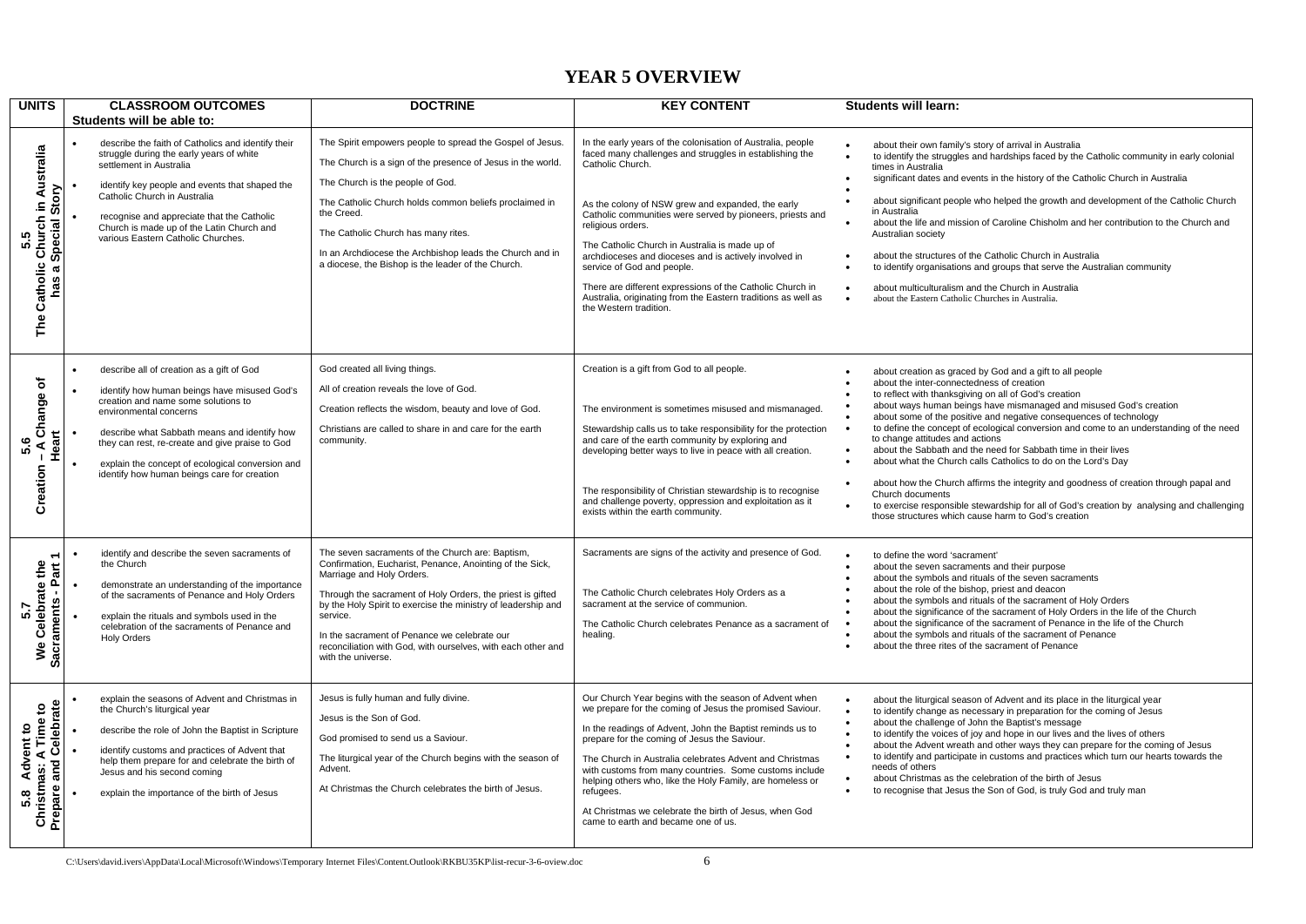# YEAR 5 OVERVIEW

| UNITS | CLASSROOM OUTCOMES<br>Students will be able to: | DOCTRINE | KEY CONTENT | Students will learn: |
|---|---|---|---|---|
| 5.5 The Catholic Church in Australia has a Special Story | • describe the faith of Catholics and identify their struggle during the early years of white settlement in Australia<br>• identify key people and events that shaped the Catholic Church in Australia<br>• recognise and appreciate that the Catholic Church is made up of the Latin Church and various Eastern Catholic Churches. | The Spirit empowers people to spread the Gospel of Jesus.<br>The Church is a sign of the presence of Jesus in the world.<br>The Church is the people of God.<br>The Catholic Church holds common beliefs proclaimed in the Creed.<br>The Catholic Church has many rites.<br>In an Archdiocese the Archbishop leads the Church and in a diocese, the Bishop is the leader of the Church. | In the early years of the colonisation of Australia, people faced many challenges and struggles in establishing the Catholic Church.<br>As the colony of NSW grew and expanded, the early Catholic communities were served by pioneers, priests and religious orders.<br>The Catholic Church in Australia is made up of archdioceses and dioceses and is actively involved in service of God and people.<br>There are different expressions of the Catholic Church in Australia, originating from the Eastern traditions as well as the Western tradition. | • about their own family's story of arrival in Australia<br>• to identify the struggles and hardships faced by the Catholic community in early colonial times in Australia<br>• significant dates and events in the history of the Catholic Church in Australia<br>•<br>• about significant people who helped the growth and development of the Catholic Church in Australia<br>• about the life and mission of Caroline Chisholm and her contribution to the Church and Australian society<br>• about the structures of the Catholic Church in Australia<br>• to identify organisations and groups that serve the Australian community<br>• about multiculturalism and the Church in Australia<br>• about the Eastern Catholic Churches in Australia. |
| 5.6 Creation – A Change of Heart | • describe all of creation as a gift of God<br>• identify how human beings have misused God's creation and name some solutions to environmental concerns<br>• describe what Sabbath means and identify how they can rest, re-create and give praise to God<br>• explain the concept of ecological conversion and identify how human beings care for creation | God created all living things.<br>All of creation reveals the love of God.<br>Creation reflects the wisdom, beauty and love of God.<br>Christians are called to share in and care for the earth community. | Creation is a gift from God to all people.<br>The environment is sometimes misused and mismanaged.<br>Stewardship calls us to take responsibility for the protection and care of the earth community by exploring and developing better ways to live in peace with all creation.<br>The responsibility of Christian stewardship is to recognise and challenge poverty, oppression and exploitation as it exists within the earth community. | • about creation as graced by God and a gift to all people<br>• about the inter-connectedness of creation<br>• to reflect with thanksgiving on all of God's creation<br>• about ways human beings have mismanaged and misused God's creation<br>• about some of the positive and negative consequences of technology<br>• to define the concept of ecological conversion and come to an understanding of the need to change attitudes and actions<br>• about the Sabbath and the need for Sabbath time in their lives<br>• about what the Church calls Catholics to do on the Lord's Day<br>• about how the Church affirms the integrity and goodness of creation through papal and Church documents<br>• to exercise responsible stewardship for all of God's creation by analysing and challenging those structures which cause harm to God's creation |
| 5.7 We Celebrate the Sacraments - Part 1 | • identify and describe the seven sacraments of the Church<br>• demonstrate an understanding of the importance of the sacraments of Penance and Holy Orders<br>• explain the rituals and symbols used in the celebration of the sacraments of Penance and Holy Orders | The seven sacraments of the Church are: Baptism, Confirmation, Eucharist, Penance, Anointing of the Sick, Marriage and Holy Orders.<br>Through the sacrament of Holy Orders, the priest is gifted by the Holy Spirit to exercise the ministry of leadership and service.<br>In the sacrament of Penance we celebrate our reconciliation with God, with ourselves, with each other and with the universe. | Sacraments are signs of the activity and presence of God.<br>The Catholic Church celebrates Holy Orders as a sacrament at the service of communion.<br>The Catholic Church celebrates Penance as a sacrament of healing. | • to define the word 'sacrament'<br>• about the seven sacraments and their purpose<br>• about the symbols and rituals of the seven sacraments<br>• about the role of the bishop, priest and deacon<br>• about the symbols and rituals of the sacrament of Holy Orders<br>• about the significance of the sacrament of Holy Orders in the life of the Church<br>• about the significance of the sacrament of Penance in the life of the Church<br>• about the symbols and rituals of the sacrament of Penance<br>• about the three rites of the sacrament of Penance |
| 5.8 Advent to Christmas: A Time to Prepare and Celebrate | • explain the seasons of Advent and Christmas in the Church's liturgical year<br>• describe the role of John the Baptist in Scripture<br>• identify customs and practices of Advent that help them prepare for and celebrate the birth of Jesus and his second coming<br>• explain the importance of the birth of Jesus | Jesus is fully human and fully divine.<br>Jesus is the Son of God.<br>God promised to send us a Saviour.<br>The liturgical year of the Church begins with the season of Advent.<br>At Christmas the Church celebrates the birth of Jesus. | Our Church Year begins with the season of Advent when we prepare for the coming of Jesus the promised Saviour.<br>In the readings of Advent, John the Baptist reminds us to prepare for the coming of Jesus the Saviour.<br>The Church in Australia celebrates Advent and Christmas with customs from many countries. Some customs include helping others who, like the Holy Family, are homeless or refugees.<br>At Christmas we celebrate the birth of Jesus, when God came to earth and became one of us. | • about the liturgical season of Advent and its place in the liturgical year<br>• to identify change as necessary in preparation for the coming of Jesus<br>• about the challenge of John the Baptist's message<br>• to identify the voices of joy and hope in our lives and the lives of others<br>• about the Advent wreath and other ways they can prepare for the coming of Jesus<br>• to identify and participate in customs and practices which turn our hearts towards the needs of others<br>• about Christmas as the celebration of the birth of Jesus<br>• to recognise that Jesus the Son of God, is truly God and truly man |

C:\Users\david.ivers\AppData\Local\Microsoft\Windows\Temporary Internet Files\Content.Outlook\RKBU35KP\list-recur-3-6-oview.doc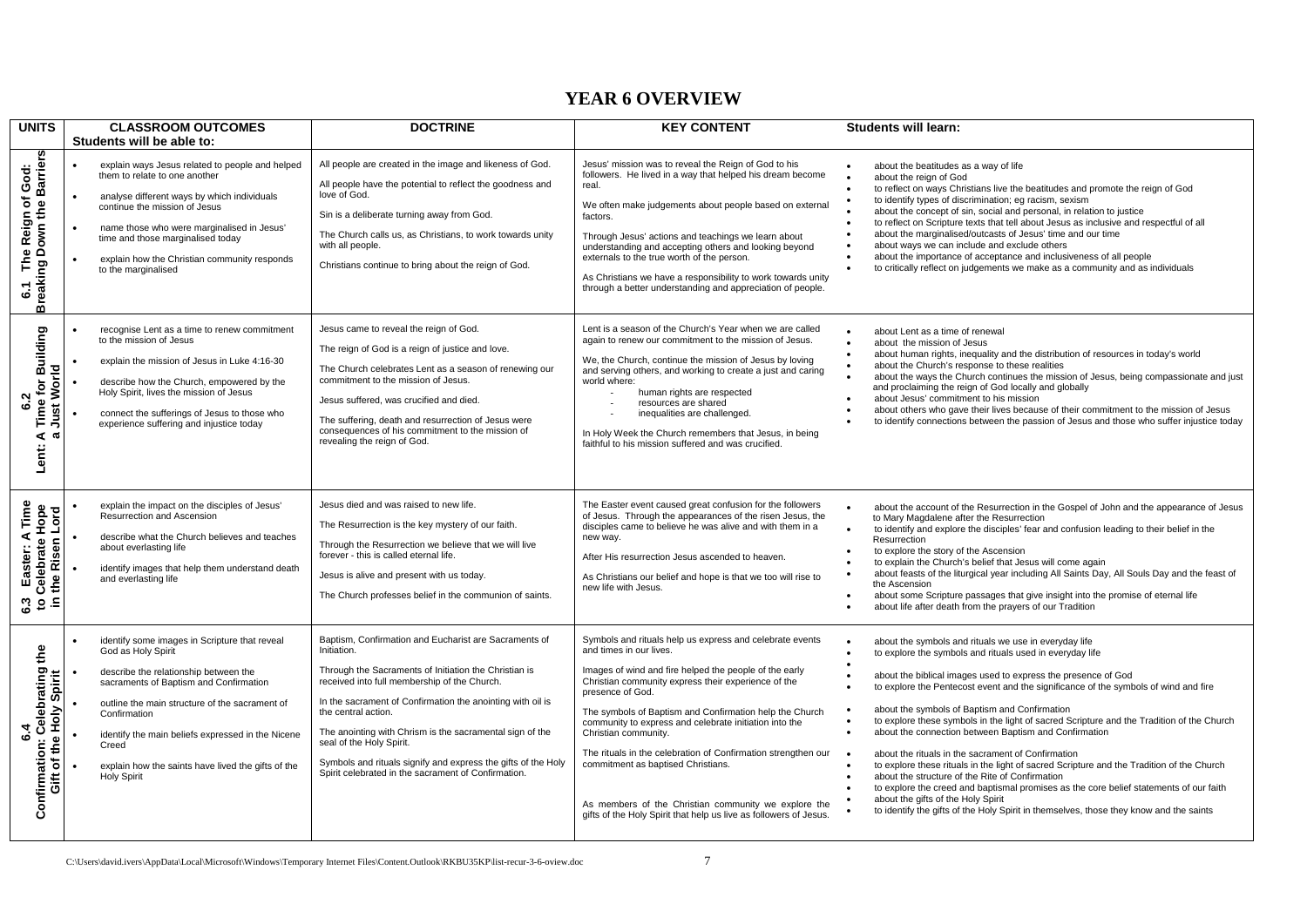# YEAR 6 OVERVIEW

| UNITS | CLASSROOM OUTCOMES<br>Students will be able to: | DOCTRINE | KEY CONTENT | Students will learn: |
|---|---|---|---|---|
| 6.1 The Reign of God: Breaking Down the Barriers | • explain ways Jesus related to people and helped them to relate to one another<br>• analyse different ways by which individuals continue the mission of Jesus<br>• name those who were marginalised in Jesus' time and those marginalised today<br>• explain how the Christian community responds to the marginalised | All people are created in the image and likeness of God.<br>All people have the potential to reflect the goodness and love of God.<br>Sin is a deliberate turning away from God.<br>The Church calls us, as Christians, to work towards unity with all people.<br>Christians continue to bring about the reign of God. | Jesus' mission was to reveal the Reign of God to his followers. He lived in a way that helped his dream become real.<br>We often make judgements about people based on external factors.<br>Through Jesus' actions and teachings we learn about understanding and accepting others and looking beyond externals to the true worth of the person.<br>As Christians we have a responsibility to work towards unity through a better understanding and appreciation of people. | • about the beatitudes as a way of life<br>• about the reign of God<br>• to reflect on ways Christians live the beatitudes and promote the reign of God<br>• to identify types of discrimination; eg racism, sexism<br>• about the concept of sin, social and personal, in relation to justice<br>• to reflect on Scripture texts that tell about Jesus as inclusive and respectful of all<br>• about the marginalised/outcasts of Jesus' time and our time<br>• about ways we can include and exclude others<br>• about the importance of acceptance and inclusiveness of all people<br>• to critically reflect on judgements we make as a community and as individuals |
| 6.2 Lent: A Time for Building a Just World | • recognise Lent as a time to renew commitment to the mission of Jesus<br>• explain the mission of Jesus in Luke 4:16-30<br>• describe how the Church, empowered by the Holy Spirit, lives the mission of Jesus<br>• connect the sufferings of Jesus to those who experience suffering and injustice today | Jesus came to reveal the reign of God.<br>The reign of God is a reign of justice and love.<br>The Church celebrates Lent as a season of renewing our commitment to the mission of Jesus.<br>Jesus suffered, was crucified and died.<br>The suffering, death and resurrection of Jesus were consequences of his commitment to the mission of revealing the reign of God. | Lent is a season of the Church's Year when we are called again to renew our commitment to the mission of Jesus.<br>We, the Church, continue the mission of Jesus by loving and serving others, and working to create a just and caring world where:<br>- human rights are respected<br>- resources are shared<br>- inequalities are challenged.<br>In Holy Week the Church remembers that Jesus, in being faithful to his mission suffered and was crucified. | • about Lent as a time of renewal<br>• about the mission of Jesus<br>• about human rights, inequality and the distribution of resources in today's world<br>• about the Church's response to these realities<br>• about the ways the Church continues the mission of Jesus, being compassionate and just and proclaiming the reign of God locally and globally<br>• about Jesus' commitment to his mission<br>• about others who gave their lives because of their commitment to the mission of Jesus<br>• to identify connections between the passion of Jesus and those who suffer injustice today |
| 6.3 Easter: A Time to Celebrate Hope in the Risen Lord | • explain the impact on the disciples of Jesus' Resurrection and Ascension<br>• describe what the Church believes and teaches about everlasting life<br>• identify images that help them understand death and everlasting life | Jesus died and was raised to new life.<br>The Resurrection is the key mystery of our faith.<br>Through the Resurrection we believe that we will live forever - this is called eternal life.<br>Jesus is alive and present with us today.<br>The Church professes belief in the communion of saints. | The Easter event caused great confusion for the followers of Jesus. Through the appearances of the risen Jesus, the disciples came to believe he was alive and with them in a new way.<br>After His resurrection Jesus ascended to heaven.<br>As Christians our belief and hope is that we too will rise to new life with Jesus. | • about the account of the Resurrection in the Gospel of John and the appearance of Jesus to Mary Magdalene after the Resurrection<br>• to identify and explore the disciples' fear and confusion leading to their belief in the Resurrection<br>• to explore the story of the Ascension<br>• to explain the Church's belief that Jesus will come again<br>• about feasts of the liturgical year including All Saints Day, All Souls Day and the feast of the Ascension<br>• about some Scripture passages that give insight into the promise of eternal life<br>• about life after death from the prayers of our Tradition |
| 6.4 Confirmation: Celebrating the Gift of the Holy Spirit | • identify some images in Scripture that reveal God as Holy Spirit<br>• describe the relationship between the sacraments of Baptism and Confirmation<br>• outline the main structure of the sacrament of Confirmation<br>• identify the main beliefs expressed in the Nicene Creed<br>• explain how the saints have lived the gifts of the Holy Spirit | Baptism, Confirmation and Eucharist are Sacraments of Initiation.<br>Through the Sacraments of Initiation the Christian is received into full membership of the Church.<br>In the sacrament of Confirmation the anointing with oil is the central action.<br>The anointing with Chrism is the sacramental sign of the seal of the Holy Spirit.<br>Symbols and rituals signify and express the gifts of the Holy Spirit celebrated in the sacrament of Confirmation. | Symbols and rituals help us express and celebrate events and times in our lives.<br>Images of wind and fire helped the people of the early Christian community express their experience of the presence of God.<br>The symbols of Baptism and Confirmation help the Church community to express and celebrate initiation into the Christian community.<br>The rituals in the celebration of Confirmation strengthen our commitment as baptised Christians.<br>As members of the Christian community we explore the gifts of the Holy Spirit that help us live as followers of Jesus. | • about the symbols and rituals we use in everyday life<br>• to explore the symbols and rituals used in everyday life<br>• about the biblical images used to express the presence of God<br>• to explore the Pentecost event and the significance of the symbols of wind and fire<br>• about the symbols of Baptism and Confirmation<br>• to explore these symbols in the light of sacred Scripture and the Tradition of the Church<br>• about the connection between Baptism and Confirmation<br>• about the rituals in the sacrament of Confirmation<br>• to explore these rituals in the light of sacred Scripture and the Tradition of the Church<br>• about the structure of the Rite of Confirmation<br>• to explore the creed and baptismal promises as the core belief statements of our faith<br>• about the gifts of the Holy Spirit<br>• to identify the gifts of the Holy Spirit in themselves, those they know and the saints |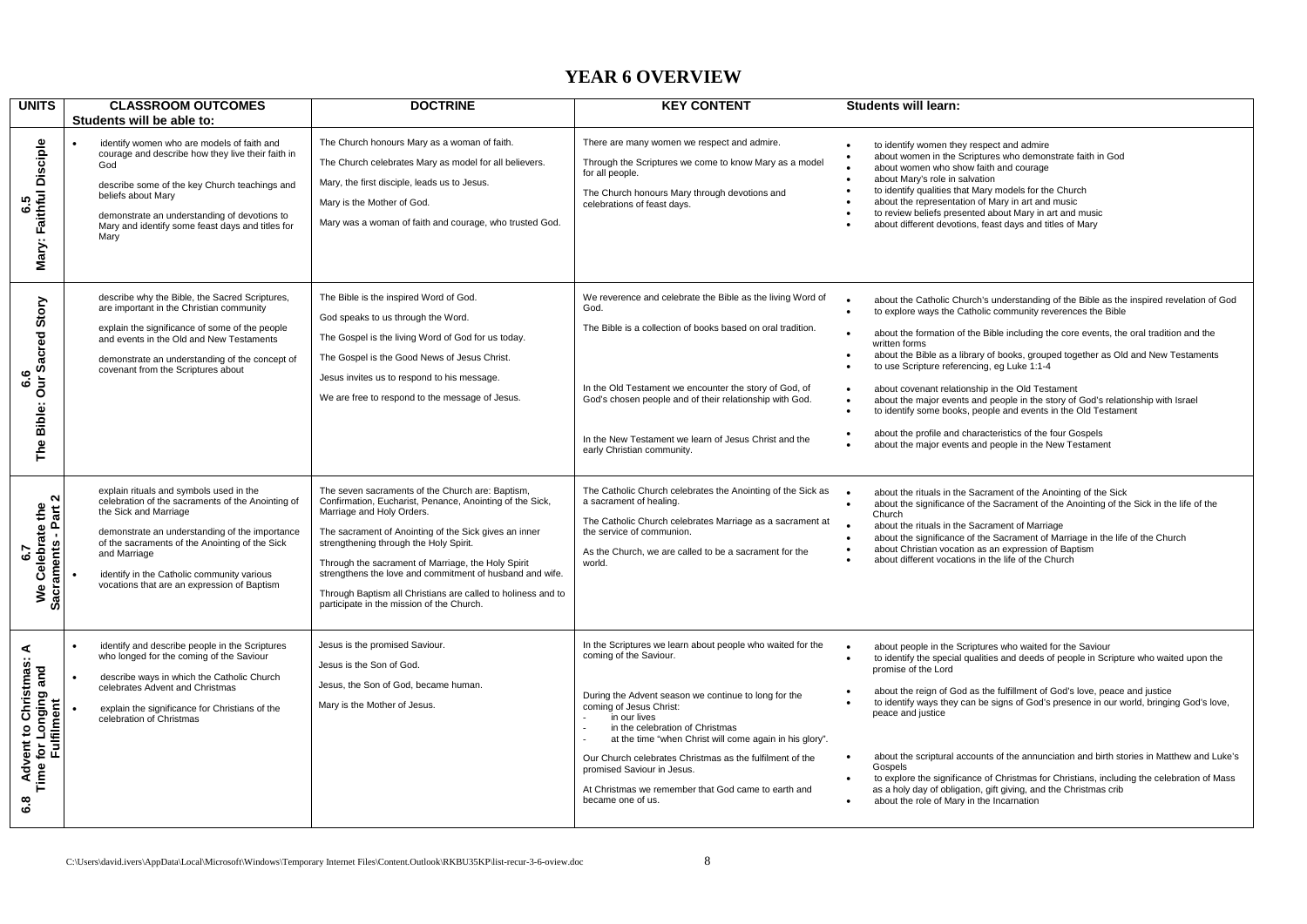# YEAR 6 OVERVIEW

| UNITS | CLASSROOM OUTCOMES<br>Students will be able to: | DOCTRINE | KEY CONTENT | Students will learn: |
|---|---|---|---|---|
| 6.5<br>Mary: Faithful Disciple | • identify women who are models of faith and courage and describe how they live their faith in God<br><br>describe some of the key Church teachings and beliefs about Mary<br><br>demonstrate an understanding of devotions to Mary and identify some feast days and titles for Mary | The Church honours Mary as a woman of faith.<br><br>The Church celebrates Mary as model for all believers.<br><br>Mary, the first disciple, leads us to Jesus.<br><br>Mary is the Mother of God.<br><br>Mary was a woman of faith and courage, who trusted God. | There are many women we respect and admire.<br><br>Through the Scriptures we come to know Mary as a model for all people.<br><br>The Church honours Mary through devotions and celebrations of feast days. | • to identify women they respect and admire<br>• about women in the Scriptures who demonstrate faith in God<br>• about women who show faith and courage<br>• about Mary's role in salvation<br>• to identify qualities that Mary models for the Church<br>• about the representation of Mary in art and music<br>• to review beliefs presented about Mary in art and music<br>• about different devotions, feast days and titles of Mary |
| 6.6<br>The Bible: Our Sacred Story | describe why the Bible, the Sacred Scriptures, are important in the Christian community<br><br>explain the significance of some of the people and events in the Old and New Testaments<br><br>demonstrate an understanding of the concept of covenant from the Scriptures about | The Bible is the inspired Word of God.<br><br>God speaks to us through the Word.<br><br>The Gospel is the living Word of God for us today.<br><br>The Gospel is the Good News of Jesus Christ.<br><br>Jesus invites us to respond to his message.<br><br>We are free to respond to the message of Jesus. | We reverence and celebrate the Bible as the living Word of God.<br><br>The Bible is a collection of books based on oral tradition.<br><br>In the Old Testament we encounter the story of God, of God's chosen people and of their relationship with God.<br><br>In the New Testament we learn of Jesus Christ and the early Christian community. | • about the Catholic Church's understanding of the Bible as the inspired revelation of God<br>• to explore ways the Catholic community reverences the Bible<br>• about the formation of the Bible including the core events, the oral tradition and the written forms<br>• about the Bible as a library of books, grouped together as Old and New Testaments<br>• to use Scripture referencing, eg Luke 1:1-4<br>• about covenant relationship in the Old Testament<br>• about the major events and people in the story of God's relationship with Israel<br>• to identify some books, people and events in the Old Testament<br>• about the profile and characteristics of the four Gospels<br>• about the major events and people in the New Testament |
| 6.7<br>We Celebrate the Sacraments - Part 2 | explain rituals and symbols used in the celebration of the sacraments of the Anointing of the Sick and Marriage<br><br>demonstrate an understanding of the importance of the sacraments of the Anointing of the Sick and Marriage<br><br>• identify in the Catholic community various vocations that are an expression of Baptism | The seven sacraments of the Church are: Baptism, Confirmation, Eucharist, Penance, Anointing of the Sick, Marriage and Holy Orders.<br><br>The sacrament of Anointing of the Sick gives an inner strengthening through the Holy Spirit.<br><br>Through the sacrament of Marriage, the Holy Spirit strengthens the love and commitment of husband and wife.<br><br>Through Baptism all Christians are called to holiness and to participate in the mission of the Church. | The Catholic Church celebrates the Anointing of the Sick as a sacrament of healing.<br><br>The Catholic Church celebrates Marriage as a sacrament at the service of communion.<br><br>As the Church, we are called to be a sacrament for the world. | • about the rituals in the Sacrament of the Anointing of the Sick<br>• about the significance of the Sacrament of the Anointing of the Sick in the life of the Church<br>• about the rituals in the Sacrament of Marriage<br>• about the significance of the Sacrament of Marriage in the life of the Church<br>• about Christian vocation as an expression of Baptism<br>• about different vocations in the life of the Church |
| 6.8<br>Advent to Christmas: A Time for Longing and Fulfilment | • identify and describe people in the Scriptures who longed for the coming of the Saviour<br>• describe ways in which the Catholic Church celebrates Advent and Christmas<br>• explain the significance for Christians of the celebration of Christmas | Jesus is the promised Saviour.<br><br>Jesus is the Son of God.<br><br>Jesus, the Son of God, became human.<br><br>Mary is the Mother of Jesus. | In the Scriptures we learn about people who waited for the coming of the Saviour.<br><br>During the Advent season we continue to long for the coming of Jesus Christ:<br>- in our lives<br>- in the celebration of Christmas<br>- at the time "when Christ will come again in his glory".<br><br>Our Church celebrates Christmas as the fulfilment of the promised Saviour in Jesus.<br><br>At Christmas we remember that God came to earth and became one of us. | • about people in the Scriptures who waited for the Saviour<br>• to identify the special qualities and deeds of people in Scripture who waited upon the promise of the Lord<br>• about the reign of God as the fulfillment of God's love, peace and justice<br>• to identify ways they can be signs of God's presence in our world, bringing God's love, peace and justice<br>• about the scriptural accounts of the annunciation and birth stories in Matthew and Luke's Gospels<br>• to explore the significance of Christmas for Christians, including the celebration of Mass as a holy day of obligation, gift giving, and the Christmas crib<br>• about the role of Mary in the Incarnation |

C:\Users\david.ivers\AppData\Local\Microsoft\Windows\Temporary Internet Files\Content.Outlook\RKBU35KP\list-recur-3-6-oview.doc